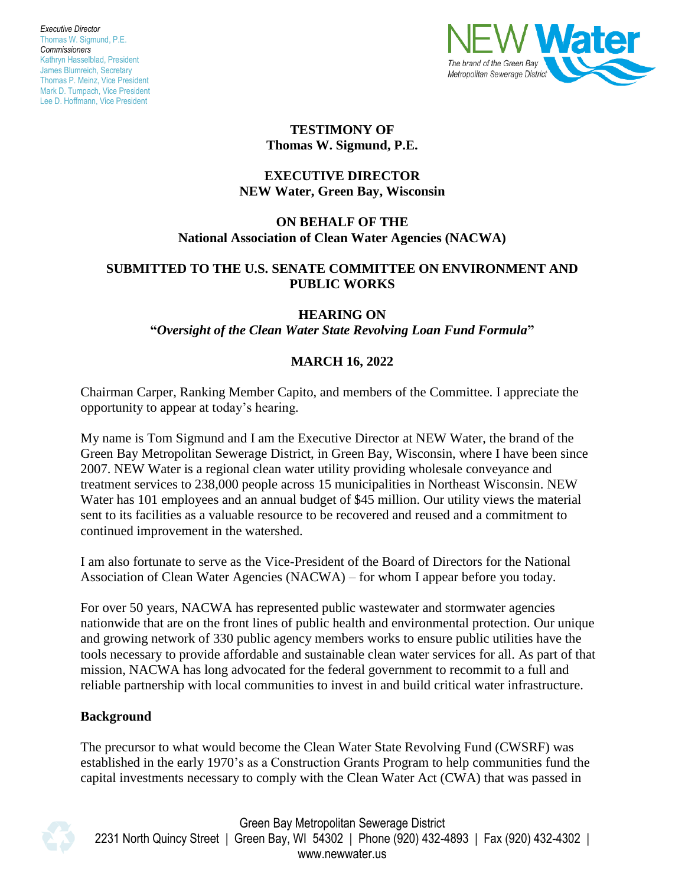*Executive Director*
Thomas W. Sigmund, P.E.
*Commissioners*
Kathryn Hasselblad, President
James Blumreich, Secretary
Thomas P. Meinz, Vice President
Mark D. Tumpach, Vice President
Lee D. Hoffmann, Vice President

NEW Water
The brand of the Green Bay Metropolitan Sewerage District

**TESTIMONY OF**
**Thomas W. Sigmund, P.E.**

**EXECUTIVE DIRECTOR**
**NEW Water, Green Bay, Wisconsin**

**ON BEHALF OF THE**
**National Association of Clean Water Agencies (NACWA)**

**SUBMITTED TO THE U.S. SENATE COMMITTEE ON ENVIRONMENT AND PUBLIC WORKS**

**HEARING ON**
**"*Oversight of the Clean Water State Revolving Loan Fund Formula*"**

**MARCH 16, 2022**

Chairman Carper, Ranking Member Capito, and members of the Committee. I appreciate the opportunity to appear at today's hearing.

My name is Tom Sigmund and I am the Executive Director at NEW Water, the brand of the Green Bay Metropolitan Sewerage District, in Green Bay, Wisconsin, where I have been since 2007. NEW Water is a regional clean water utility providing wholesale conveyance and treatment services to 238,000 people across 15 municipalities in Northeast Wisconsin. NEW Water has 101 employees and an annual budget of $45 million. Our utility views the material sent to its facilities as a valuable resource to be recovered and reused and a commitment to continued improvement in the watershed.

I am also fortunate to serve as the Vice-President of the Board of Directors for the National Association of Clean Water Agencies (NACWA) – for whom I appear before you today.

For over 50 years, NACWA has represented public wastewater and stormwater agencies nationwide that are on the front lines of public health and environmental protection. Our unique and growing network of 330 public agency members works to ensure public utilities have the tools necessary to provide affordable and sustainable clean water services for all. As part of that mission, NACWA has long advocated for the federal government to recommit to a full and reliable partnership with local communities to invest in and build critical water infrastructure.

## Background

The precursor to what would become the Clean Water State Revolving Fund (CWSRF) was established in the early 1970's as a Construction Grants Program to help communities fund the capital investments necessary to comply with the Clean Water Act (CWA) that was passed in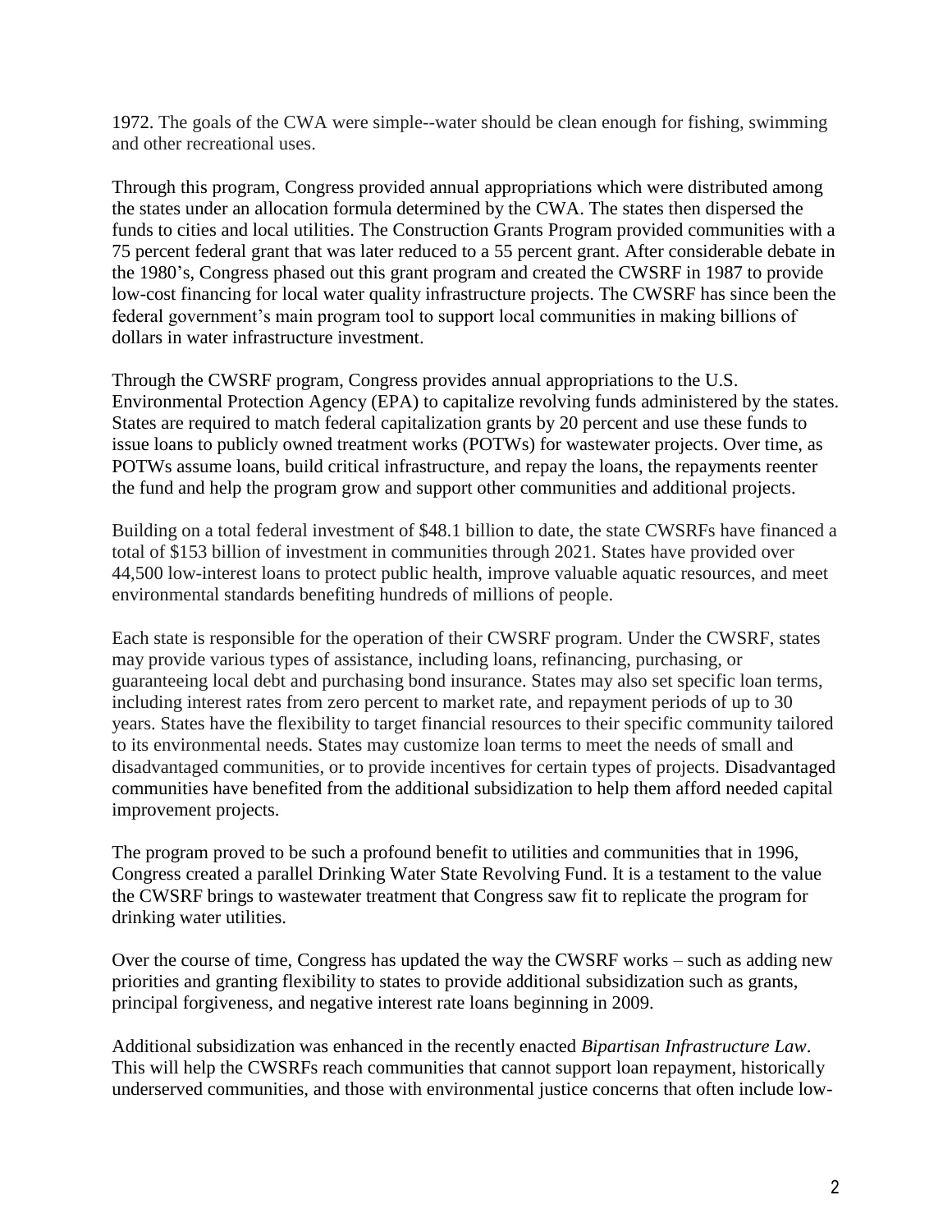1972. The goals of the CWA were simple--water should be clean enough for fishing, swimming and other recreational uses.

Through this program, Congress provided annual appropriations which were distributed among the states under an allocation formula determined by the CWA. The states then dispersed the funds to cities and local utilities. The Construction Grants Program provided communities with a 75 percent federal grant that was later reduced to a 55 percent grant. After considerable debate in the 1980's, Congress phased out this grant program and created the CWSRF in 1987 to provide low-cost financing for local water quality infrastructure projects. The CWSRF has since been the federal government's main program tool to support local communities in making billions of dollars in water infrastructure investment.

Through the CWSRF program, Congress provides annual appropriations to the U.S. Environmental Protection Agency (EPA) to capitalize revolving funds administered by the states. States are required to match federal capitalization grants by 20 percent and use these funds to issue loans to publicly owned treatment works (POTWs) for wastewater projects. Over time, as POTWs assume loans, build critical infrastructure, and repay the loans, the repayments reenter the fund and help the program grow and support other communities and additional projects.

Building on a total federal investment of $48.1 billion to date, the state CWSRFs have financed a total of $153 billion of investment in communities through 2021. States have provided over 44,500 low-interest loans to protect public health, improve valuable aquatic resources, and meet environmental standards benefiting hundreds of millions of people.

Each state is responsible for the operation of their CWSRF program. Under the CWSRF, states may provide various types of assistance, including loans, refinancing, purchasing, or guaranteeing local debt and purchasing bond insurance. States may also set specific loan terms, including interest rates from zero percent to market rate, and repayment periods of up to 30 years. States have the flexibility to target financial resources to their specific community tailored to its environmental needs. States may customize loan terms to meet the needs of small and disadvantaged communities, or to provide incentives for certain types of projects. Disadvantaged communities have benefited from the additional subsidization to help them afford needed capital improvement projects.

The program proved to be such a profound benefit to utilities and communities that in 1996, Congress created a parallel Drinking Water State Revolving Fund. It is a testament to the value the CWSRF brings to wastewater treatment that Congress saw fit to replicate the program for drinking water utilities.

Over the course of time, Congress has updated the way the CWSRF works – such as adding new priorities and granting flexibility to states to provide additional subsidization such as grants, principal forgiveness, and negative interest rate loans beginning in 2009.

Additional subsidization was enhanced in the recently enacted *Bipartisan Infrastructure Law*. This will help the CWSRFs reach communities that cannot support loan repayment, historically underserved communities, and those with environmental justice concerns that often include low-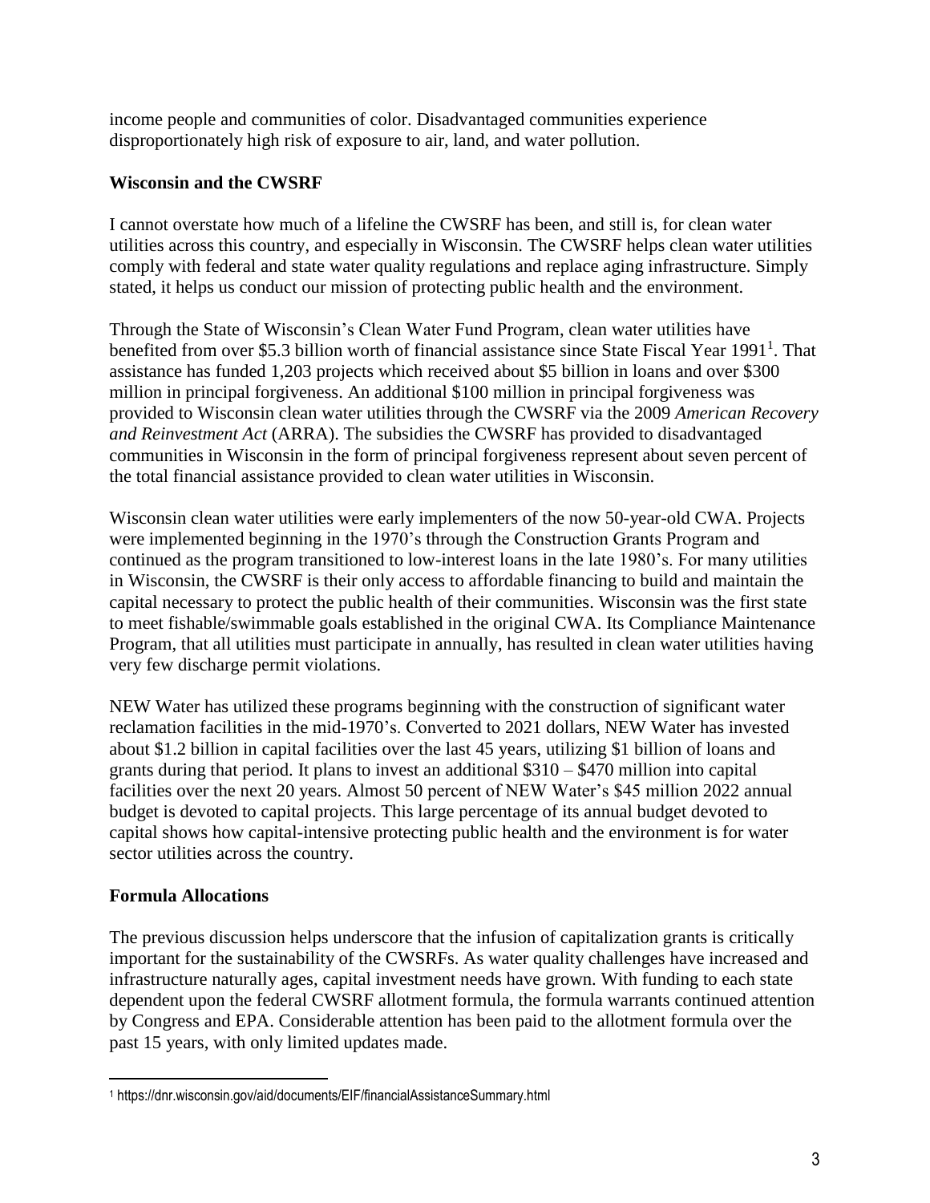income people and communities of color. Disadvantaged communities experience disproportionately high risk of exposure to air, land, and water pollution.

**Wisconsin and the CWSRF**

I cannot overstate how much of a lifeline the CWSRF has been, and still is, for clean water utilities across this country, and especially in Wisconsin. The CWSRF helps clean water utilities comply with federal and state water quality regulations and replace aging infrastructure. Simply stated, it helps us conduct our mission of protecting public health and the environment.

Through the State of Wisconsin's Clean Water Fund Program, clean water utilities have benefited from over $5.3 billion worth of financial assistance since State Fiscal Year 1991[1]. That assistance has funded 1,203 projects which received about $5 billion in loans and over $300 million in principal forgiveness. An additional $100 million in principal forgiveness was provided to Wisconsin clean water utilities through the CWSRF via the 2009 *American Recovery and Reinvestment Act* (ARRA). The subsidies the CWSRF has provided to disadvantaged communities in Wisconsin in the form of principal forgiveness represent about seven percent of the total financial assistance provided to clean water utilities in Wisconsin.

Wisconsin clean water utilities were early implementers of the now 50-year-old CWA. Projects were implemented beginning in the 1970's through the Construction Grants Program and continued as the program transitioned to low-interest loans in the late 1980's. For many utilities in Wisconsin, the CWSRF is their only access to affordable financing to build and maintain the capital necessary to protect the public health of their communities. Wisconsin was the first state to meet fishable/swimmable goals established in the original CWA. Its Compliance Maintenance Program, that all utilities must participate in annually, has resulted in clean water utilities having very few discharge permit violations.

NEW Water has utilized these programs beginning with the construction of significant water reclamation facilities in the mid-1970's. Converted to 2021 dollars, NEW Water has invested about $1.2 billion in capital facilities over the last 45 years, utilizing $1 billion of loans and grants during that period. It plans to invest an additional $310 – $470 million into capital facilities over the next 20 years. Almost 50 percent of NEW Water's $45 million 2022 annual budget is devoted to capital projects. This large percentage of its annual budget devoted to capital shows how capital-intensive protecting public health and the environment is for water sector utilities across the country.

**Formula Allocations**

The previous discussion helps underscore that the infusion of capitalization grants is critically important for the sustainability of the CWSRFs. As water quality challenges have increased and infrastructure naturally ages, capital investment needs have grown. With funding to each state dependent upon the federal CWSRF allotment formula, the formula warrants continued attention by Congress and EPA. Considerable attention has been paid to the allotment formula over the past 15 years, with only limited updates made.

[1] https://dnr.wisconsin.gov/aid/documents/EIF/financialAssistanceSummary.html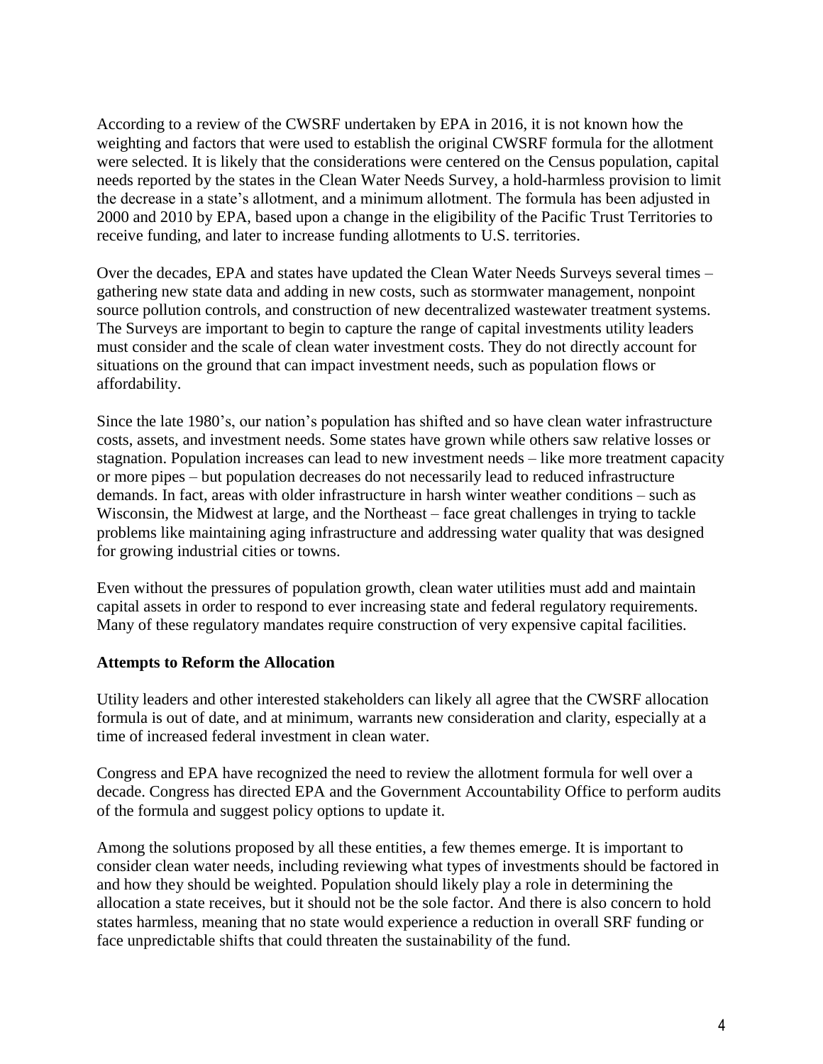According to a review of the CWSRF undertaken by EPA in 2016, it is not known how the weighting and factors that were used to establish the original CWSRF formula for the allotment were selected. It is likely that the considerations were centered on the Census population, capital needs reported by the states in the Clean Water Needs Survey, a hold-harmless provision to limit the decrease in a state's allotment, and a minimum allotment. The formula has been adjusted in 2000 and 2010 by EPA, based upon a change in the eligibility of the Pacific Trust Territories to receive funding, and later to increase funding allotments to U.S. territories.

Over the decades, EPA and states have updated the Clean Water Needs Surveys several times – gathering new state data and adding in new costs, such as stormwater management, nonpoint source pollution controls, and construction of new decentralized wastewater treatment systems. The Surveys are important to begin to capture the range of capital investments utility leaders must consider and the scale of clean water investment costs. They do not directly account for situations on the ground that can impact investment needs, such as population flows or affordability.

Since the late 1980's, our nation's population has shifted and so have clean water infrastructure costs, assets, and investment needs. Some states have grown while others saw relative losses or stagnation. Population increases can lead to new investment needs – like more treatment capacity or more pipes – but population decreases do not necessarily lead to reduced infrastructure demands. In fact, areas with older infrastructure in harsh winter weather conditions – such as Wisconsin, the Midwest at large, and the Northeast – face great challenges in trying to tackle problems like maintaining aging infrastructure and addressing water quality that was designed for growing industrial cities or towns.

Even without the pressures of population growth, clean water utilities must add and maintain capital assets in order to respond to ever increasing state and federal regulatory requirements. Many of these regulatory mandates require construction of very expensive capital facilities.

**Attempts to Reform the Allocation**

Utility leaders and other interested stakeholders can likely all agree that the CWSRF allocation formula is out of date, and at minimum, warrants new consideration and clarity, especially at a time of increased federal investment in clean water.

Congress and EPA have recognized the need to review the allotment formula for well over a decade. Congress has directed EPA and the Government Accountability Office to perform audits of the formula and suggest policy options to update it.

Among the solutions proposed by all these entities, a few themes emerge. It is important to consider clean water needs, including reviewing what types of investments should be factored in and how they should be weighted. Population should likely play a role in determining the allocation a state receives, but it should not be the sole factor. And there is also concern to hold states harmless, meaning that no state would experience a reduction in overall SRF funding or face unpredictable shifts that could threaten the sustainability of the fund.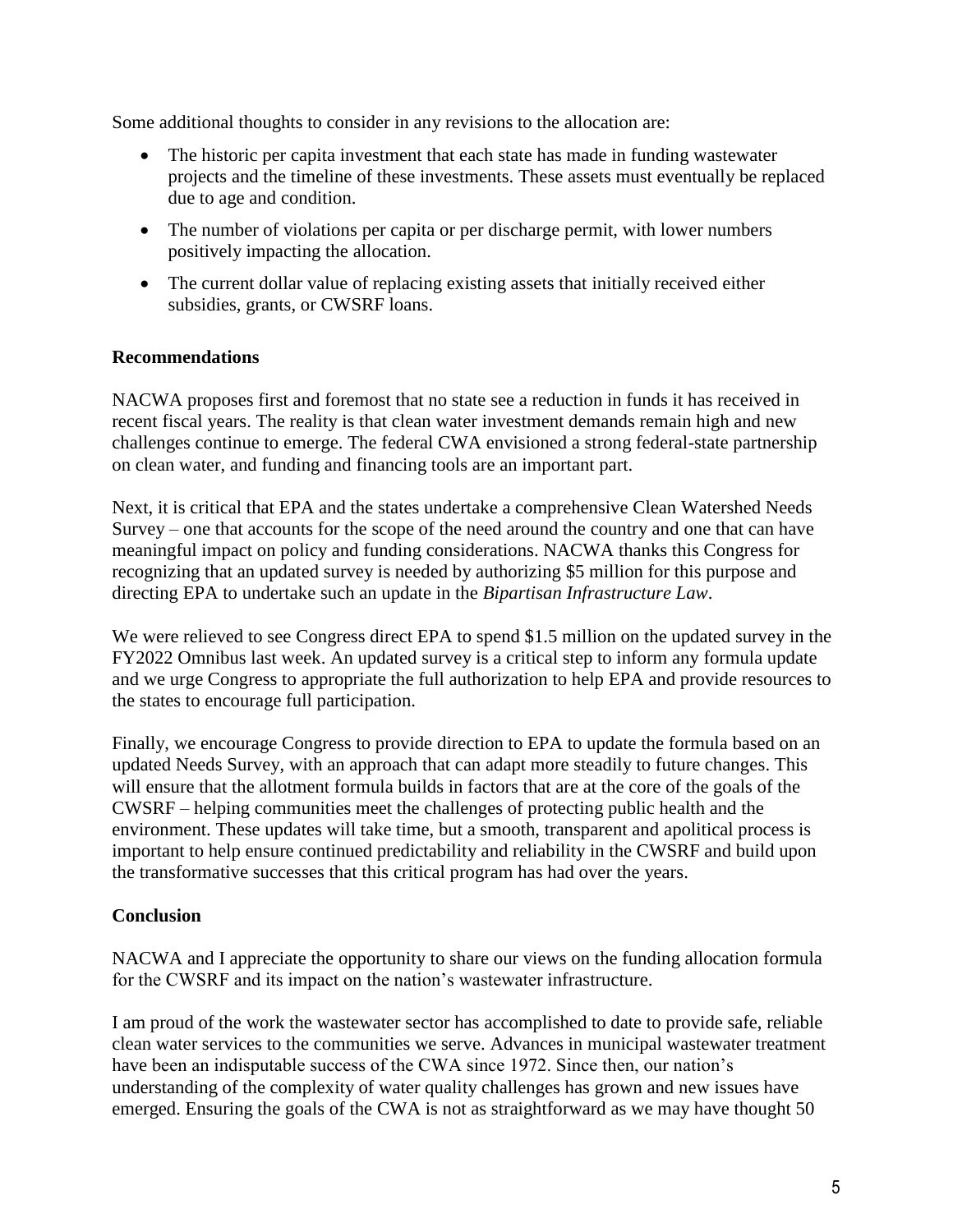Some additional thoughts to consider in any revisions to the allocation are:

- The historic per capita investment that each state has made in funding wastewater projects and the timeline of these investments. These assets must eventually be replaced due to age and condition.
- The number of violations per capita or per discharge permit, with lower numbers positively impacting the allocation.
- The current dollar value of replacing existing assets that initially received either subsidies, grants, or CWSRF loans.

**Recommendations**

NACWA proposes first and foremost that no state see a reduction in funds it has received in recent fiscal years. The reality is that clean water investment demands remain high and new challenges continue to emerge. The federal CWA envisioned a strong federal-state partnership on clean water, and funding and financing tools are an important part.

Next, it is critical that EPA and the states undertake a comprehensive Clean Watershed Needs Survey – one that accounts for the scope of the need around the country and one that can have meaningful impact on policy and funding considerations. NACWA thanks this Congress for recognizing that an updated survey is needed by authorizing $5 million for this purpose and directing EPA to undertake such an update in the *Bipartisan Infrastructure Law*.

We were relieved to see Congress direct EPA to spend $1.5 million on the updated survey in the FY2022 Omnibus last week. An updated survey is a critical step to inform any formula update and we urge Congress to appropriate the full authorization to help EPA and provide resources to the states to encourage full participation.

Finally, we encourage Congress to provide direction to EPA to update the formula based on an updated Needs Survey, with an approach that can adapt more steadily to future changes. This will ensure that the allotment formula builds in factors that are at the core of the goals of the CWSRF – helping communities meet the challenges of protecting public health and the environment. These updates will take time, but a smooth, transparent and apolitical process is important to help ensure continued predictability and reliability in the CWSRF and build upon the transformative successes that this critical program has had over the years.

**Conclusion**

NACWA and I appreciate the opportunity to share our views on the funding allocation formula for the CWSRF and its impact on the nation's wastewater infrastructure.

I am proud of the work the wastewater sector has accomplished to date to provide safe, reliable clean water services to the communities we serve. Advances in municipal wastewater treatment have been an indisputable success of the CWA since 1972. Since then, our nation's understanding of the complexity of water quality challenges has grown and new issues have emerged. Ensuring the goals of the CWA is not as straightforward as we may have thought 50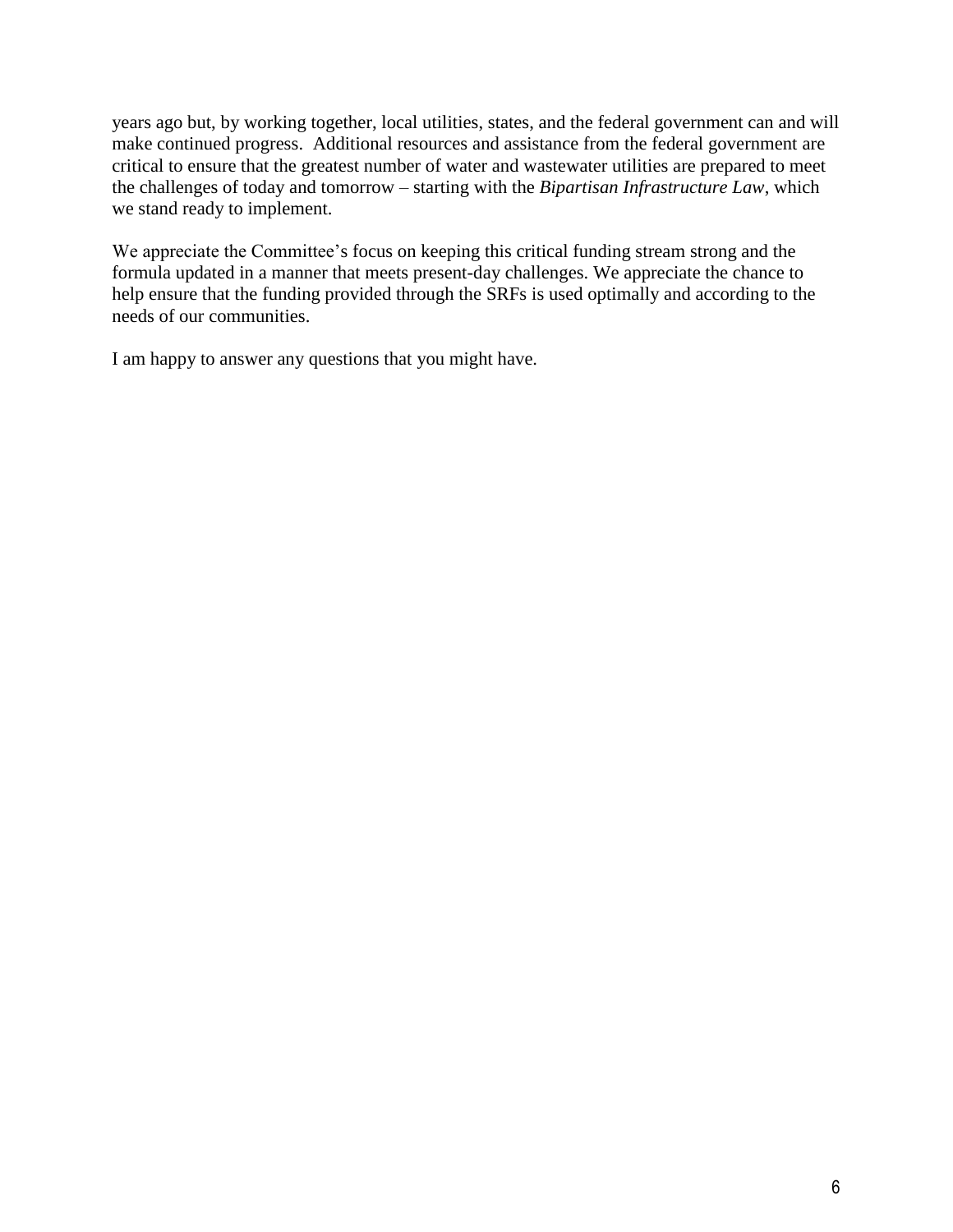years ago but, by working together, local utilities, states, and the federal government can and will make continued progress. Additional resources and assistance from the federal government are critical to ensure that the greatest number of water and wastewater utilities are prepared to meet the challenges of today and tomorrow – starting with the *Bipartisan Infrastructure Law*, which we stand ready to implement.

We appreciate the Committee's focus on keeping this critical funding stream strong and the formula updated in a manner that meets present-day challenges. We appreciate the chance to help ensure that the funding provided through the SRFs is used optimally and according to the needs of our communities.

I am happy to answer any questions that you might have.